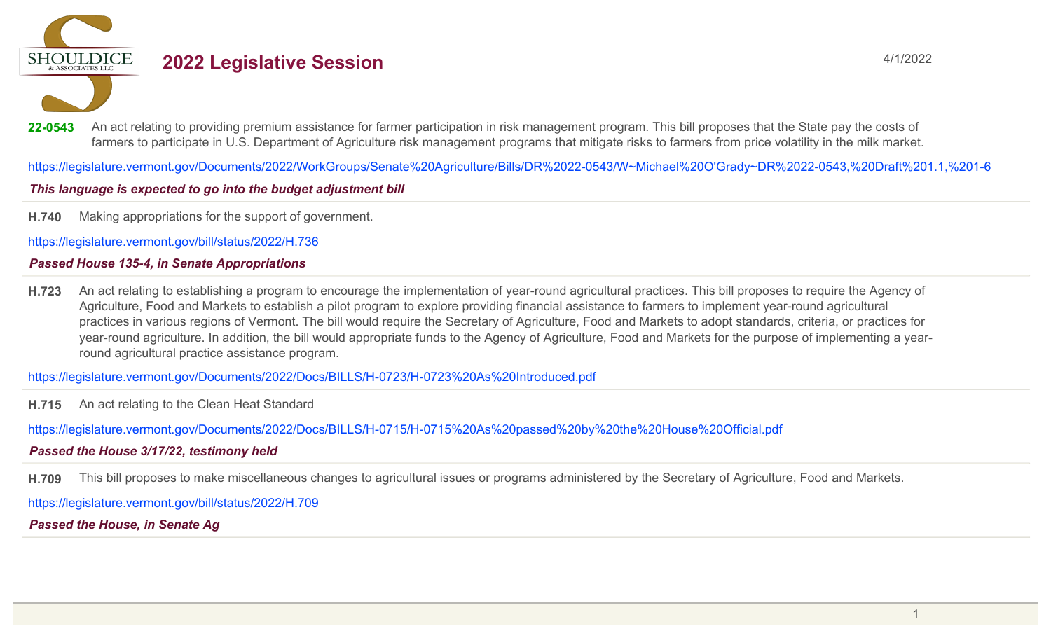# 2022 Legislative Session

4/1/2022

**22-0543** An act relating to providing premium assistance for farmer participation in risk management program. This bill proposes that the State pay the costs of farmers to participate in U.S. Department of Agriculture risk management programs that mitigate risks to farmers from price volatility in the milk market.

https://legislature.vermont.gov/Documents/2022/WorkGroups/Senate%20Agriculture/Bills/DR%2022-0543/W~Michael%20O'Grady~DR%2022-0543,%20Draft%201.1,%201-6

***This language is expected to go into the budget adjustment bill***

---

**H.740** Making appropriations for the support of government.

https://legislature.vermont.gov/bill/status/2022/H.736

***Passed House 135-4, in Senate Appropriations***

---

**H.723** An act relating to establishing a program to encourage the implementation of year-round agricultural practices. This bill proposes to require the Agency of Agriculture, Food and Markets to establish a pilot program to explore providing financial assistance to farmers to implement year-round agricultural practices in various regions of Vermont. The bill would require the Secretary of Agriculture, Food and Markets to adopt standards, criteria, or practices for year-round agriculture. In addition, the bill would appropriate funds to the Agency of Agriculture, Food and Markets for the purpose of implementing a year-round agricultural practice assistance program.

https://legislature.vermont.gov/Documents/2022/Docs/BILLS/H-0723/H-0723%20As%20Introduced.pdf

---

**H.715** An act relating to the Clean Heat Standard

https://legislature.vermont.gov/Documents/2022/Docs/BILLS/H-0715/H-0715%20As%20passed%20by%20the%20House%20Official.pdf

***Passed the House 3/17/22, testimony held***

---

**H.709** This bill proposes to make miscellaneous changes to agricultural issues or programs administered by the Secretary of Agriculture, Food and Markets.

https://legislature.vermont.gov/bill/status/2022/H.709

***Passed the House, in Senate Ag***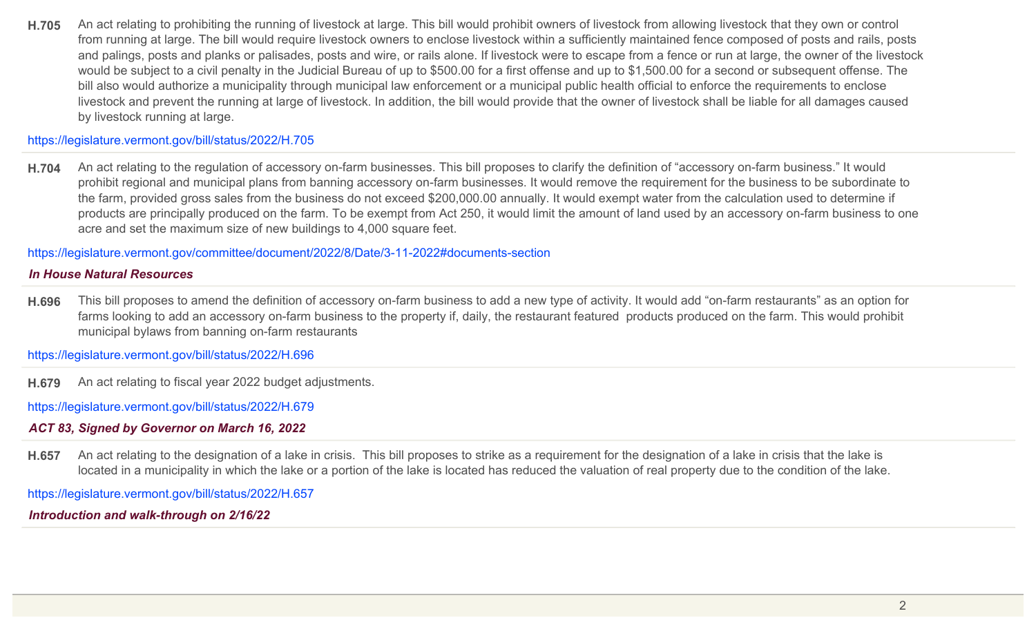**H.705** An act relating to prohibiting the running of livestock at large. This bill would prohibit owners of livestock from allowing livestock that they own or control from running at large. The bill would require livestock owners to enclose livestock within a sufficiently maintained fence composed of posts and rails, posts and palings, posts and planks or palisades, posts and wire, or rails alone. If livestock were to escape from a fence or run at large, the owner of the livestock would be subject to a civil penalty in the Judicial Bureau of up to $500.00 for a first offense and up to $1,500.00 for a second or subsequent offense. The bill also would authorize a municipality through municipal law enforcement or a municipal public health official to enforce the requirements to enclose livestock and prevent the running at large of livestock. In addition, the bill would provide that the owner of livestock shall be liable for all damages caused by livestock running at large.

https://legislature.vermont.gov/bill/status/2022/H.705

---

**H.704** An act relating to the regulation of accessory on-farm businesses. This bill proposes to clarify the definition of "accessory on-farm business." It would prohibit regional and municipal plans from banning accessory on-farm businesses. It would remove the requirement for the business to be subordinate to the farm, provided gross sales from the business do not exceed $200,000.00 annually. It would exempt water from the calculation used to determine if products are principally produced on the farm. To be exempt from Act 250, it would limit the amount of land used by an accessory on-farm business to one acre and set the maximum size of new buildings to 4,000 square feet.

https://legislature.vermont.gov/committee/document/2022/8/Date/3-11-2022#documents-section

***In House Natural Resources***

---

**H.696** This bill proposes to amend the definition of accessory on-farm business to add a new type of activity. It would add "on-farm restaurants" as an option for farms looking to add an accessory on-farm business to the property if, daily, the restaurant featured products produced on the farm. This would prohibit municipal bylaws from banning on-farm restaurants

https://legislature.vermont.gov/bill/status/2022/H.696

---

**H.679** An act relating to fiscal year 2022 budget adjustments.

https://legislature.vermont.gov/bill/status/2022/H.679

***ACT 83, Signed by Governor on March 16, 2022***

---

**H.657** An act relating to the designation of a lake in crisis. This bill proposes to strike as a requirement for the designation of a lake in crisis that the lake is located in a municipality in which the lake or a portion of the lake is located has reduced the valuation of real property due to the condition of the lake.

https://legislature.vermont.gov/bill/status/2022/H.657

***Introduction and walk-through on 2/16/22***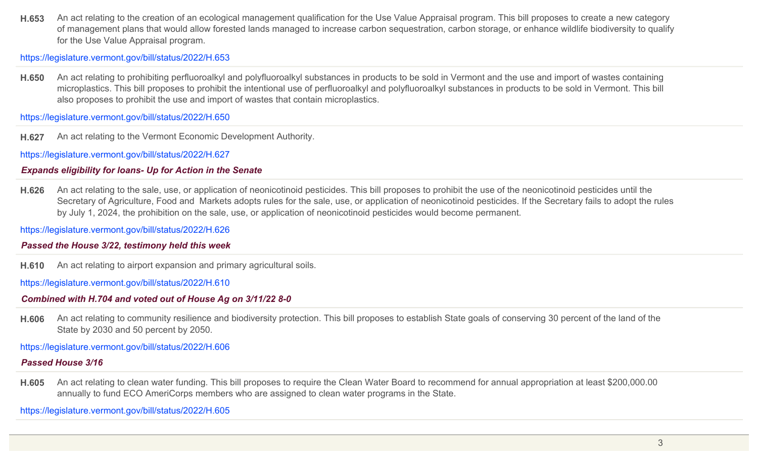**H.653** An act relating to the creation of an ecological management qualification for the Use Value Appraisal program. This bill proposes to create a new category of management plans that would allow forested lands managed to increase carbon sequestration, carbon storage, or enhance wildlife biodiversity to qualify for the Use Value Appraisal program.

https://legislature.vermont.gov/bill/status/2022/H.653

---

**H.650** An act relating to prohibiting perfluoroalkyl and polyfluoroalkyl substances in products to be sold in Vermont and the use and import of wastes containing microplastics. This bill proposes to prohibit the intentional use of perfluoroalkyl and polyfluoroalkyl substances in products to be sold in Vermont. This bill also proposes to prohibit the use and import of wastes that contain microplastics.

https://legislature.vermont.gov/bill/status/2022/H.650

---

**H.627** An act relating to the Vermont Economic Development Authority.

https://legislature.vermont.gov/bill/status/2022/H.627

***Expands eligibility for loans- Up for Action in the Senate***

---

**H.626** An act relating to the sale, use, or application of neonicotinoid pesticides. This bill proposes to prohibit the use of the neonicotinoid pesticides until the Secretary of Agriculture, Food and Markets adopts rules for the sale, use, or application of neonicotinoid pesticides. If the Secretary fails to adopt the rules by July 1, 2024, the prohibition on the sale, use, or application of neonicotinoid pesticides would become permanent.

https://legislature.vermont.gov/bill/status/2022/H.626

***Passed the House 3/22, testimony held this week***

---

**H.610** An act relating to airport expansion and primary agricultural soils.

https://legislature.vermont.gov/bill/status/2022/H.610

***Combined with H.704 and voted out of House Ag on 3/11/22 8-0***

---

**H.606** An act relating to community resilience and biodiversity protection. This bill proposes to establish State goals of conserving 30 percent of the land of the State by 2030 and 50 percent by 2050.

https://legislature.vermont.gov/bill/status/2022/H.606

***Passed House 3/16***

---

**H.605** An act relating to clean water funding. This bill proposes to require the Clean Water Board to recommend for annual appropriation at least $200,000.00 annually to fund ECO AmeriCorps members who are assigned to clean water programs in the State.

https://legislature.vermont.gov/bill/status/2022/H.605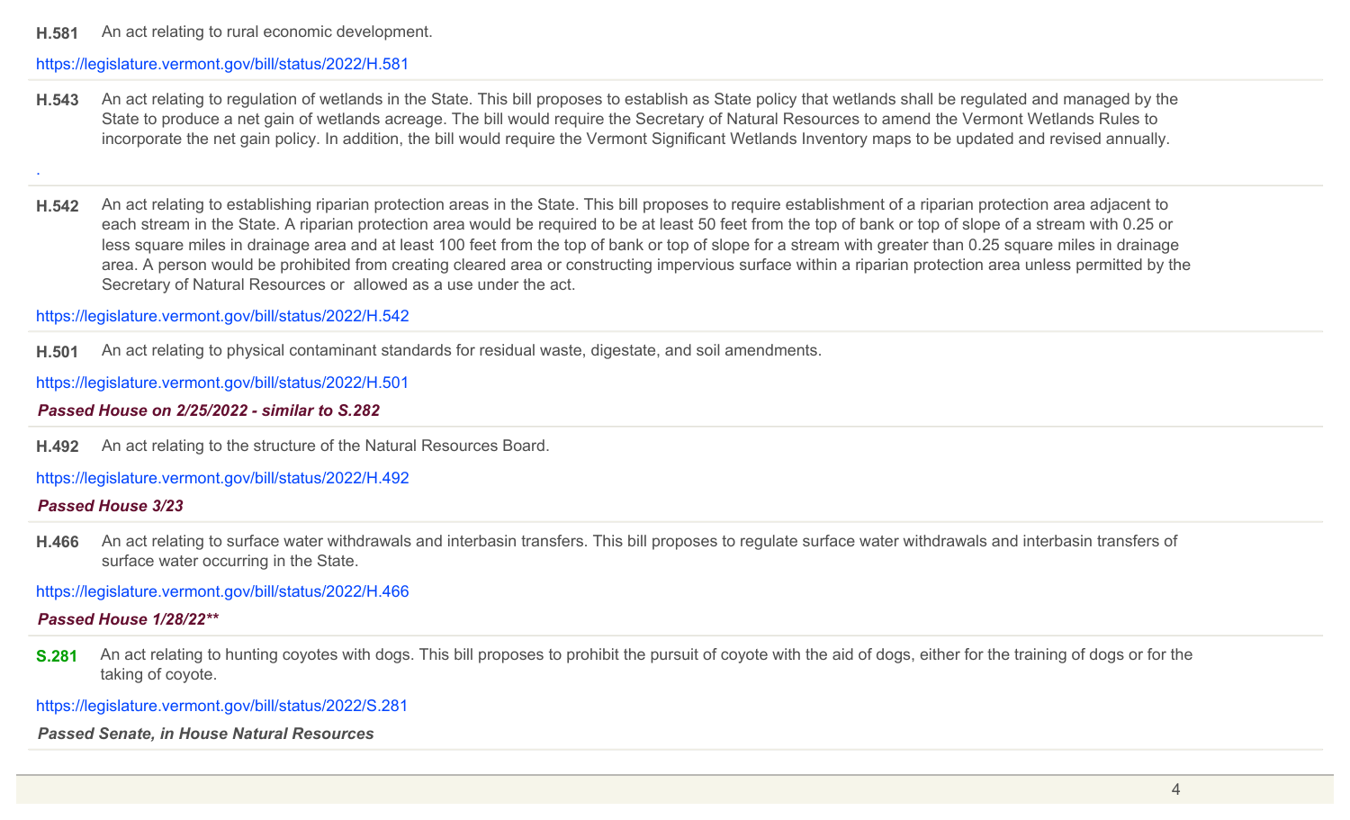**H.581** An act relating to rural economic development.

https://legislature.vermont.gov/bill/status/2022/H.581

---

**H.543** An act relating to regulation of wetlands in the State. This bill proposes to establish as State policy that wetlands shall be regulated and managed by the State to produce a net gain of wetlands acreage. The bill would require the Secretary of Natural Resources to amend the Vermont Wetlands Rules to incorporate the net gain policy. In addition, the bill would require the Vermont Significant Wetlands Inventory maps to be updated and revised annually.

.

---

**H.542** An act relating to establishing riparian protection areas in the State. This bill proposes to require establishment of a riparian protection area adjacent to each stream in the State. A riparian protection area would be required to be at least 50 feet from the top of bank or top of slope of a stream with 0.25 or less square miles in drainage area and at least 100 feet from the top of bank or top of slope for a stream with greater than 0.25 square miles in drainage area. A person would be prohibited from creating cleared area or constructing impervious surface within a riparian protection area unless permitted by the Secretary of Natural Resources or allowed as a use under the act.

https://legislature.vermont.gov/bill/status/2022/H.542

---

**H.501** An act relating to physical contaminant standards for residual waste, digestate, and soil amendments.

https://legislature.vermont.gov/bill/status/2022/H.501

***Passed House on 2/25/2022 - similar to S.282***

---

**H.492** An act relating to the structure of the Natural Resources Board.

https://legislature.vermont.gov/bill/status/2022/H.492

***Passed House 3/23***

---

**H.466** An act relating to surface water withdrawals and interbasin transfers. This bill proposes to regulate surface water withdrawals and interbasin transfers of surface water occurring in the State.

https://legislature.vermont.gov/bill/status/2022/H.466

***Passed House 1/28/22****

---

**S.281** An act relating to hunting coyotes with dogs. This bill proposes to prohibit the pursuit of coyote with the aid of dogs, either for the training of dogs or for the taking of coyote.

https://legislature.vermont.gov/bill/status/2022/S.281

***Passed Senate, in House Natural Resources***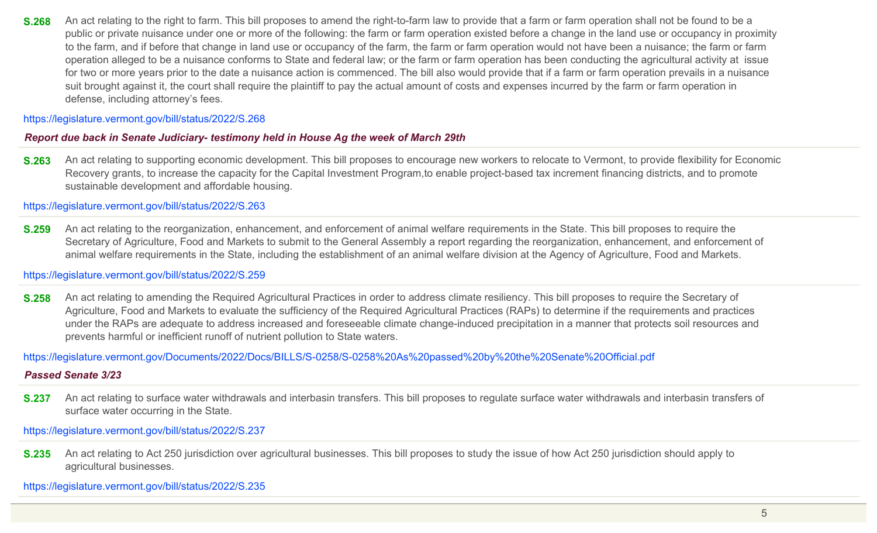**S.268** An act relating to the right to farm. This bill proposes to amend the right-to-farm law to provide that a farm or farm operation shall not be found to be a public or private nuisance under one or more of the following: the farm or farm operation existed before a change in the land use or occupancy in proximity to the farm, and if before that change in land use or occupancy of the farm, the farm or farm operation would not have been a nuisance; the farm or farm operation alleged to be a nuisance conforms to State and federal law; or the farm or farm operation has been conducting the agricultural activity at issue for two or more years prior to the date a nuisance action is commenced. The bill also would provide that if a farm or farm operation prevails in a nuisance suit brought against it, the court shall require the plaintiff to pay the actual amount of costs and expenses incurred by the farm or farm operation in defense, including attorney's fees.

https://legislature.vermont.gov/bill/status/2022/S.268

***Report due back in Senate Judiciary- testimony held in House Ag the week of March 29th***

---

**S.263** An act relating to supporting economic development. This bill proposes to encourage new workers to relocate to Vermont, to provide flexibility for Economic Recovery grants, to increase the capacity for the Capital Investment Program,to enable project-based tax increment financing districts, and to promote sustainable development and affordable housing.

https://legislature.vermont.gov/bill/status/2022/S.263

---

**S.259** An act relating to the reorganization, enhancement, and enforcement of animal welfare requirements in the State. This bill proposes to require the Secretary of Agriculture, Food and Markets to submit to the General Assembly a report regarding the reorganization, enhancement, and enforcement of animal welfare requirements in the State, including the establishment of an animal welfare division at the Agency of Agriculture, Food and Markets.

https://legislature.vermont.gov/bill/status/2022/S.259

---

**S.258** An act relating to amending the Required Agricultural Practices in order to address climate resiliency. This bill proposes to require the Secretary of Agriculture, Food and Markets to evaluate the sufficiency of the Required Agricultural Practices (RAPs) to determine if the requirements and practices under the RAPs are adequate to address increased and foreseeable climate change-induced precipitation in a manner that protects soil resources and prevents harmful or inefficient runoff of nutrient pollution to State waters.

https://legislature.vermont.gov/Documents/2022/Docs/BILLS/S-0258/S-0258%20As%20passed%20by%20the%20Senate%20Official.pdf

***Passed Senate 3/23***

---

**S.237** An act relating to surface water withdrawals and interbasin transfers. This bill proposes to regulate surface water withdrawals and interbasin transfers of surface water occurring in the State.

https://legislature.vermont.gov/bill/status/2022/S.237

---

**S.235** An act relating to Act 250 jurisdiction over agricultural businesses. This bill proposes to study the issue of how Act 250 jurisdiction should apply to agricultural businesses.

https://legislature.vermont.gov/bill/status/2022/S.235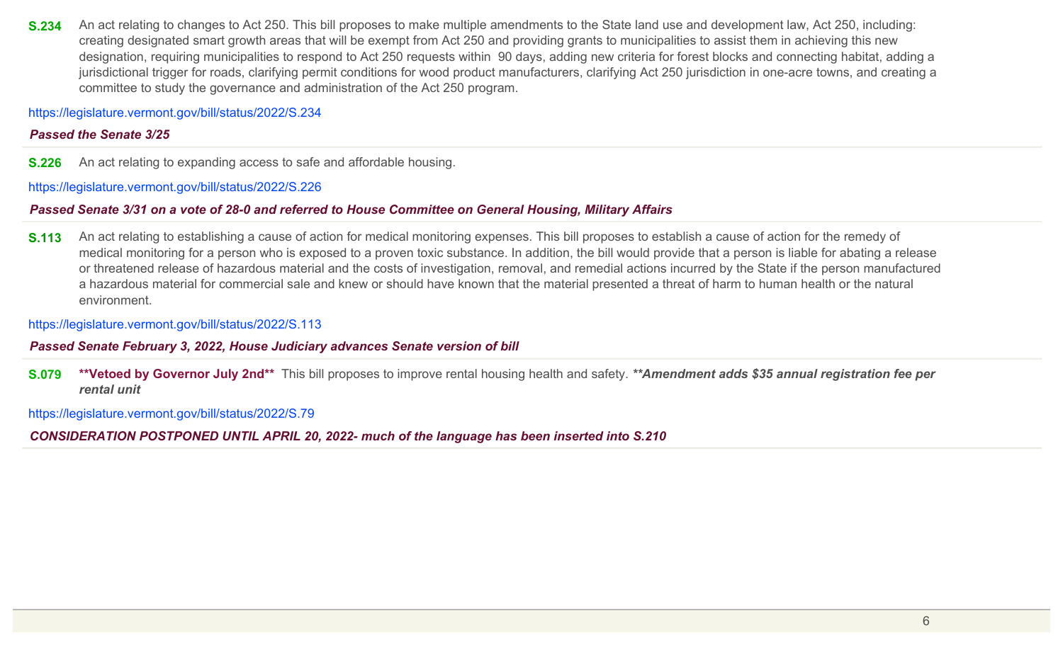**S.234** An act relating to changes to Act 250. This bill proposes to make multiple amendments to the State land use and development law, Act 250, including: creating designated smart growth areas that will be exempt from Act 250 and providing grants to municipalities to assist them in achieving this new designation, requiring municipalities to respond to Act 250 requests within 90 days, adding new criteria for forest blocks and connecting habitat, adding a jurisdictional trigger for roads, clarifying permit conditions for wood product manufacturers, clarifying Act 250 jurisdiction in one-acre towns, and creating a committee to study the governance and administration of the Act 250 program.

https://legislature.vermont.gov/bill/status/2022/S.234

***Passed the Senate 3/25***

---

**S.226** An act relating to expanding access to safe and affordable housing.

https://legislature.vermont.gov/bill/status/2022/S.226

***Passed Senate 3/31 on a vote of 28-0 and referred to House Committee on General Housing, Military Affairs***

---

**S.113** An act relating to establishing a cause of action for medical monitoring expenses. This bill proposes to establish a cause of action for the remedy of medical monitoring for a person who is exposed to a proven toxic substance. In addition, the bill would provide that a person is liable for abating a release or threatened release of hazardous material and the costs of investigation, removal, and remedial actions incurred by the State if the person manufactured a hazardous material for commercial sale and knew or should have known that the material presented a threat of harm to human health or the natural environment.

https://legislature.vermont.gov/bill/status/2022/S.113

***Passed Senate February 3, 2022, House Judiciary advances Senate version of bill***

---

**S.079** **\*\*Vetoed by Governor July 2nd\*\*** This bill proposes to improve rental housing health and safety. ***\*\*Amendment adds $35 annual registration fee per rental unit***

https://legislature.vermont.gov/bill/status/2022/S.79

***CONSIDERATION POSTPONED UNTIL APRIL 20, 2022- much of the language has been inserted into S.210***